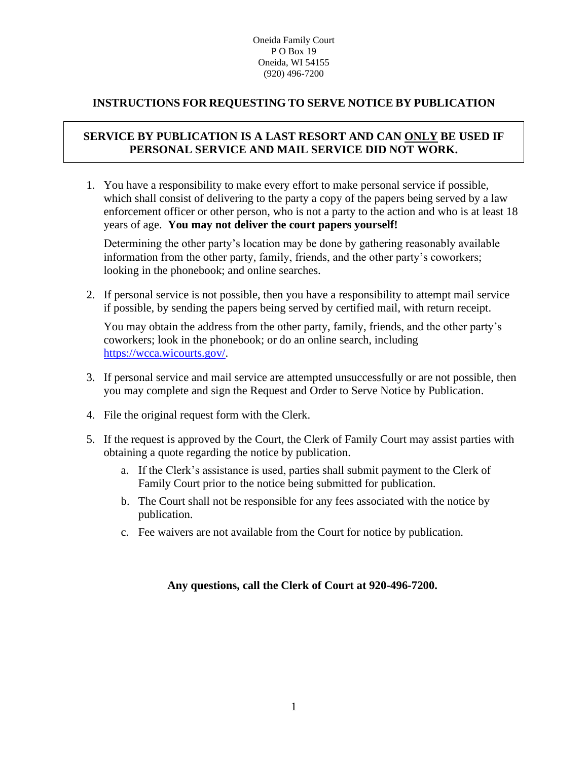Oneida Family Court
P O Box 19
Oneida, WI 54155
(920) 496-7200

## INSTRUCTIONS FOR REQUESTING TO SERVE NOTICE BY PUBLICATION

**SERVICE BY PUBLICATION IS A LAST RESORT AND CAN ONLY BE USED IF PERSONAL SERVICE AND MAIL SERVICE DID NOT WORK.**

1. You have a responsibility to make every effort to make personal service if possible, which shall consist of delivering to the party a copy of the papers being served by a law enforcement officer or other person, who is not a party to the action and who is at least 18 years of age. **You may not deliver the court papers yourself!**

   Determining the other party's location may be done by gathering reasonably available information from the other party, family, friends, and the other party's coworkers; looking in the phonebook; and online searches.

2. If personal service is not possible, then you have a responsibility to attempt mail service if possible, by sending the papers being served by certified mail, with return receipt.

   You may obtain the address from the other party, family, friends, and the other party's coworkers; look in the phonebook; or do an online search, including https://wcca.wicourts.gov/.

3. If personal service and mail service are attempted unsuccessfully or are not possible, then you may complete and sign the Request and Order to Serve Notice by Publication.

4. File the original request form with the Clerk.

5. If the request is approved by the Court, the Clerk of Family Court may assist parties with obtaining a quote regarding the notice by publication.
   a. If the Clerk's assistance is used, parties shall submit payment to the Clerk of Family Court prior to the notice being submitted for publication.
   b. The Court shall not be responsible for any fees associated with the notice by publication.
   c. Fee waivers are not available from the Court for notice by publication.

**Any questions, call the Clerk of Court at 920-496-7200.**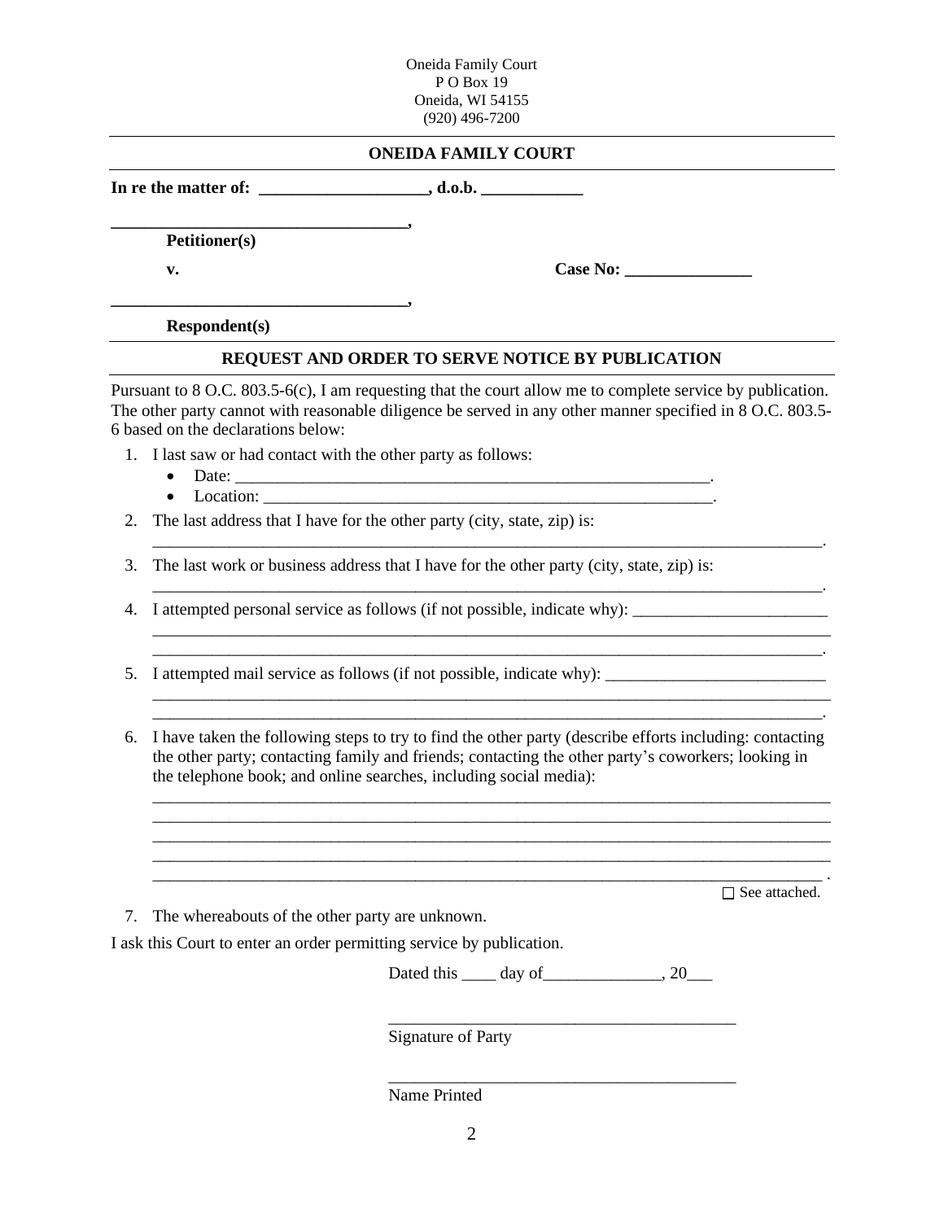Oneida Family Court
P O Box 19
Oneida, WI 54155
(920) 496-7200

---

**ONEIDA FAMILY COURT**

**In re the matter of: ___________________, d.o.b. ___________**

**_________________________________,**
**Petitioner(s)**

**v.** **Case No: ______________**

**_________________________________,**
**Respondent(s)**

---

**REQUEST AND ORDER TO SERVE NOTICE BY PUBLICATION**

Pursuant to 8 O.C. 803.5-6(c), I am requesting that the court allow me to complete service by publication. The other party cannot with reasonable diligence be served in any other manner specified in 8 O.C. 803.5-6 based on the declarations below:

1. I last saw or had contact with the other party as follows:
   - Date: _______________________________________________________.
   - Location: ____________________________________________________.
2. The last address that I have for the other party (city, state, zip) is:
   ______________________________________________________________________________.
3. The last work or business address that I have for the other party (city, state, zip) is:
   ______________________________________________________________________________.
4. I attempted personal service as follows (if not possible, indicate why): _______________________
   ______________________________________________________________________________
   ______________________________________________________________________________.
5. I attempted mail service as follows (if not possible, indicate why): __________________________
   ______________________________________________________________________________
   ______________________________________________________________________________.
6. I have taken the following steps to try to find the other party (describe efforts including: contacting the other party; contacting family and friends; contacting the other party's coworkers; looking in the telephone book; and online searches, including social media):
   ______________________________________________________________________________
   ______________________________________________________________________________
   ______________________________________________________________________________
   ______________________________________________________________________________
   ______________________________________________________________________________.
   ☐ See attached.
7. The whereabouts of the other party are unknown.

I ask this Court to enter an order permitting service by publication.

Dated this ____ day of_____________, 20___

_________________________________________
Signature of Party

_________________________________________
Name Printed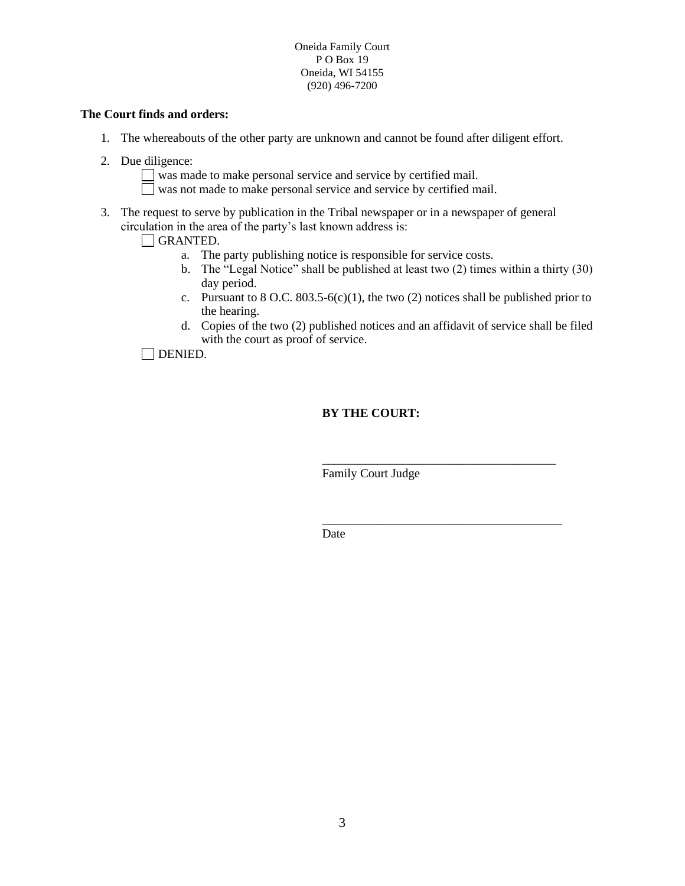Oneida Family Court
P O Box 19
Oneida, WI 54155
(920) 496-7200

**The Court finds and orders:**

1. The whereabouts of the other party are unknown and cannot be found after diligent effort.

2. Due diligence:
   - ☐ was made to make personal service and service by certified mail.
   - ☐ was not made to make personal service and service by certified mail.

3. The request to serve by publication in the Tribal newspaper or in a newspaper of general circulation in the area of the party's last known address is:
   - ☐ GRANTED.
     a. The party publishing notice is responsible for service costs.
     b. The "Legal Notice" shall be published at least two (2) times within a thirty (30) day period.
     c. Pursuant to 8 O.C. 803.5-6(c)(1), the two (2) notices shall be published prior to the hearing.
     d. Copies of the two (2) published notices and an affidavit of service shall be filed with the court as proof of service.
   - ☐ DENIED.

**BY THE COURT:**

\_\_\_\_\_\_\_\_\_\_\_\_\_\_\_\_\_\_\_\_\_\_\_\_\_\_\_\_\_\_\_\_\_\_\_\_\_\_\_
Family Court Judge

\_\_\_\_\_\_\_\_\_\_\_\_\_\_\_\_\_\_\_\_\_\_\_\_\_\_\_\_\_\_\_\_\_\_\_\_\_\_\_
Date